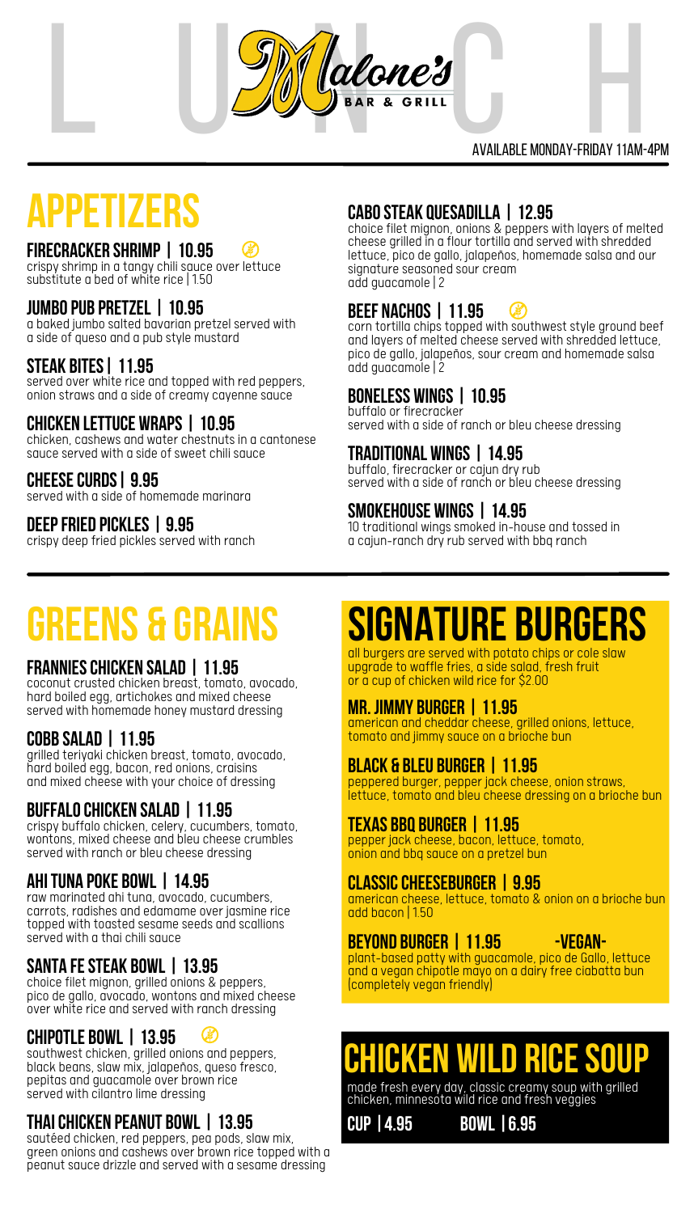# LUNCH

**Malone's BAR & GRILL**

AVAILABLE MONDAY-FRIDAY 11AM-4PM

## APPETIZERS

### FIRECRACKER SHRIMP | 10.95
crispy shrimp in a tangy chili sauce over lettuce
substitute a bed of white rice | 1.50

### JUMBO PUB PRETZEL | 10.95
a baked jumbo salted bavarian pretzel served with a side of queso and a pub style mustard

### STEAK BITES | 11.95
served over white rice and topped with red peppers, onion straws and a side of creamy cayenne sauce

### CHICKEN LETTUCE WRAPS | 10.95
chicken, cashews and water chestnuts in a cantonese sauce served with a side of sweet chili sauce

### CHEESE CURDS | 9.95
served with a side of homemade marinara

### DEEP FRIED PICKLES | 9.95
crispy deep fried pickles served with ranch

### CABO STEAK QUESADILLA | 12.95
choice filet mignon, onions & peppers with layers of melted cheese grilled in a flour tortilla and served with shredded lettuce, pico de gallo, jalapeños, homemade salsa and our signature seasoned sour cream
add guacamole | 2

### BEEF NACHOS | 11.95
corn tortilla chips topped with southwest style ground beef and layers of melted cheese served with shredded lettuce, pico de gallo, jalapeños, sour cream and homemade salsa
add guacamole | 2

### BONELESS WINGS | 10.95
buffalo or firecracker
served with a side of ranch or bleu cheese dressing

### TRADITIONAL WINGS | 14.95
buffalo, firecracker or cajun dry rub
served with a side of ranch or bleu cheese dressing

### SMOKEHOUSE WINGS | 14.95
10 traditional wings smoked in-house and tossed in a cajun-ranch dry rub served with bbq ranch

## GREENS & GRAINS

### FRANNIES CHICKEN SALAD | 11.95
coconut crusted chicken breast, tomato, avocado, hard boiled egg, artichokes and mixed cheese served with homemade honey mustard dressing

### COBB SALAD | 11.95
grilled teriyaki chicken breast, tomato, avocado, hard boiled egg, bacon, red onions, craisins and mixed cheese with your choice of dressing

### BUFFALO CHICKEN SALAD | 11.95
crispy buffalo chicken, celery, cucumbers, tomato, wontons, mixed cheese and bleu cheese crumbles served with ranch or bleu cheese dressing

### AHI TUNA POKE BOWL | 14.95
raw marinated ahi tuna, avocado, cucumbers, carrots, radishes and edamame over jasmine rice topped with toasted sesame seeds and scallions served with a thai chili sauce

### SANTA FE STEAK BOWL | 13.95
choice filet mignon, grilled onions & peppers, pico de gallo, avocado, wontons and mixed cheese over white rice and served with ranch dressing

### CHIPOTLE BOWL | 13.95
southwest chicken, grilled onions and peppers, black beans, slaw mix, jalapeños, queso fresco, pepitas and guacamole over brown rice served with cilantro lime dressing

### THAI CHICKEN PEANUT BOWL | 13.95
sautéed chicken, red peppers, pea pods, slaw mix, green onions and cashews over brown rice topped with a peanut sauce drizzle and served with a sesame dressing

## SIGNATURE BURGERS

all burgers are served with potato chips or cole slaw
upgrade to waffle fries, a side salad, fresh fruit or a cup of chicken wild rice for $2.00

### MR. JIMMY BURGER | 11.95
american and cheddar cheese, grilled onions, lettuce, tomato and jimmy sauce on a brioche bun

### BLACK & BLEU BURGER | 11.95
peppered burger, pepper jack cheese, onion straws, lettuce, tomato and bleu cheese dressing on a brioche bun

### TEXAS BBQ BURGER | 11.95
pepper jack cheese, bacon, lettuce, tomato, onion and bbq sauce on a pretzel bun

### CLASSIC CHEESEBURGER | 9.95
american cheese, lettuce, tomato & onion on a brioche bun
add bacon | 1.50

### BEYOND BURGER | 11.95 -VEGAN-
plant-based patty with guacamole, pico de Gallo, lettuce and a vegan chipotle mayo on a dairy free ciabatta bun (completely vegan friendly)

## CHICKEN WILD RICE SOUP

made fresh every day, classic creamy soup with grilled chicken, minnesota wild rice and fresh veggies

**CUP | 4.95** **BOWL | 6.95**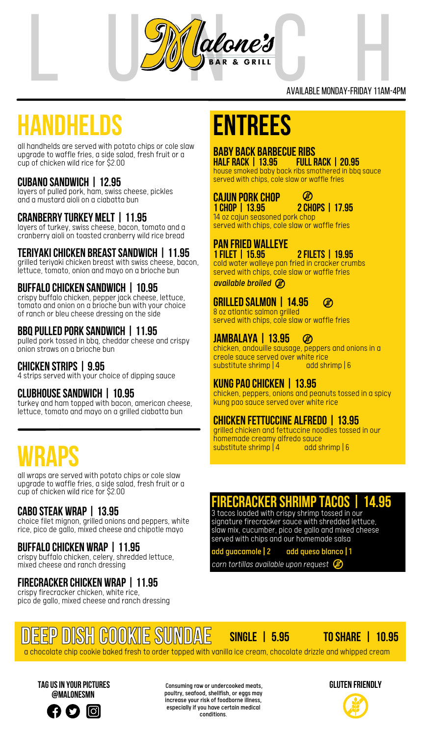# LUNCH

Malone's BAR & GRILL

AVAILABLE MONDAY-FRIDAY 11AM-4PM

## HANDHELDS

all handhelds are served with potato chips or cole slaw upgrade to waffle fries, a side salad, fresh fruit or a cup of chicken wild rice for $2.00

### CUBANO SANDWICH | 12.95
layers of pulled pork, ham, swiss cheese, pickles and a mustard aioli on a ciabatta bun

### CRANBERRY TURKEY MELT | 11.95
layers of turkey, swiss cheese, bacon, tomato and a cranberry aioli on toasted cranberry wild rice bread

### TERIYAKI CHICKEN BREAST SANDWICH | 11.95
grilled teriyaki chicken breast with swiss cheese, bacon, lettuce, tomato, onion and mayo on a brioche bun

### BUFFALO CHICKEN SANDWICH | 10.95
crispy buffalo chicken, pepper jack cheese, lettuce, tomato and onion on a brioche bun with your choice of ranch or bleu cheese dressing on the side

### BBQ PULLED PORK SANDWICH | 11.95
pulled pork tossed in bbq, cheddar cheese and crispy onion straws on a brioche bun

### CHICKEN STRIPS | 9.95
4 strips served with your choice of dipping sauce

### CLUBHOUSE SANDWICH | 10.95
turkey and ham topped with bacon, american cheese, lettuce, tomato and mayo on a grilled ciabatta bun

## WRAPS

all wraps are served with potato chips or cole slaw upgrade to waffle fries, a side salad, fresh fruit or a cup of chicken wild rice for $2.00

### CABO STEAK WRAP | 13.95
choice filet mignon, grilled onions and peppers, white rice, pico de gallo, mixed cheese and chipotle mayo

### BUFFALO CHICKEN WRAP | 11.95
crispy buffalo chicken, celery, shredded lettuce, mixed cheese and ranch dressing

### FIRECRACKER CHICKEN WRAP | 11.95
crispy firecracker chicken, white rice, pico de gallo, mixed cheese and ranch dressing

## ENTREES

### BABY BACK BARBECUE RIBS
**HALF RACK | 13.95 FULL RACK | 20.95**
house smoked baby back ribs smothered in bbq sauce served with chips, cole slaw or waffle fries

### CAJUN PORK CHOP (gluten friendly)
**1 CHOP | 13.95 2 CHOPS | 17.95**
14 oz cajun seasoned pork chop served with chips, cole slaw or waffle fries

### PAN FRIED WALLEYE
**1 FILET | 15.95 2 FILETS | 19.95**
cold water walleye pan fried in cracker crumbs served with chips, cole slaw or waffle fries

*available broiled* (gluten friendly)

### GRILLED SALMON | 14.95 (gluten friendly)
8 oz atlantic salmon grilled served with chips, cole slaw or waffle fries

### JAMBALAYA | 13.95 (gluten friendly)
chicken, andouille sausage, peppers and onions in a creole sauce served over white rice
substitute shrimp | 4 add shrimp | 6

### KUNG PAO CHICKEN | 13.95
chicken, peppers, onions and peanuts tossed in a spicy kung pao sauce served over white rice

### CHICKEN FETTUCCINE ALFREDO | 13.95
grilled chicken and fettuccine noodles tossed in our homemade creamy alfredo sauce
substitute shrimp | 4 add shrimp | 6

## FIRECRACKER SHRIMP TACOS | 14.95

3 tacos loaded with crispy shrimp tossed in our signature firecracker sauce with shredded lettuce, slaw mix, cucumber, pico de gallo and mixed cheese served with chips and our homemade salsa

add guacamole | 2 add queso blanco | 1

*corn tortillas available upon request* (gluten friendly)

## DEEP DISH COOKIE SUNDAE SINGLE | 5.95 TO SHARE | 10.95

a chocolate chip cookie baked fresh to order topped with vanilla ice cream, chocolate drizzle and whipped cream

**TAG US IN YOUR PICTURES @MALONESMN**

Consuming raw or undercooked meats, poultry, seafood, shellfish, or eggs may increase your risk of foodborne illness, especially if you have certain medical conditions.

**GLUTEN FRIENDLY**